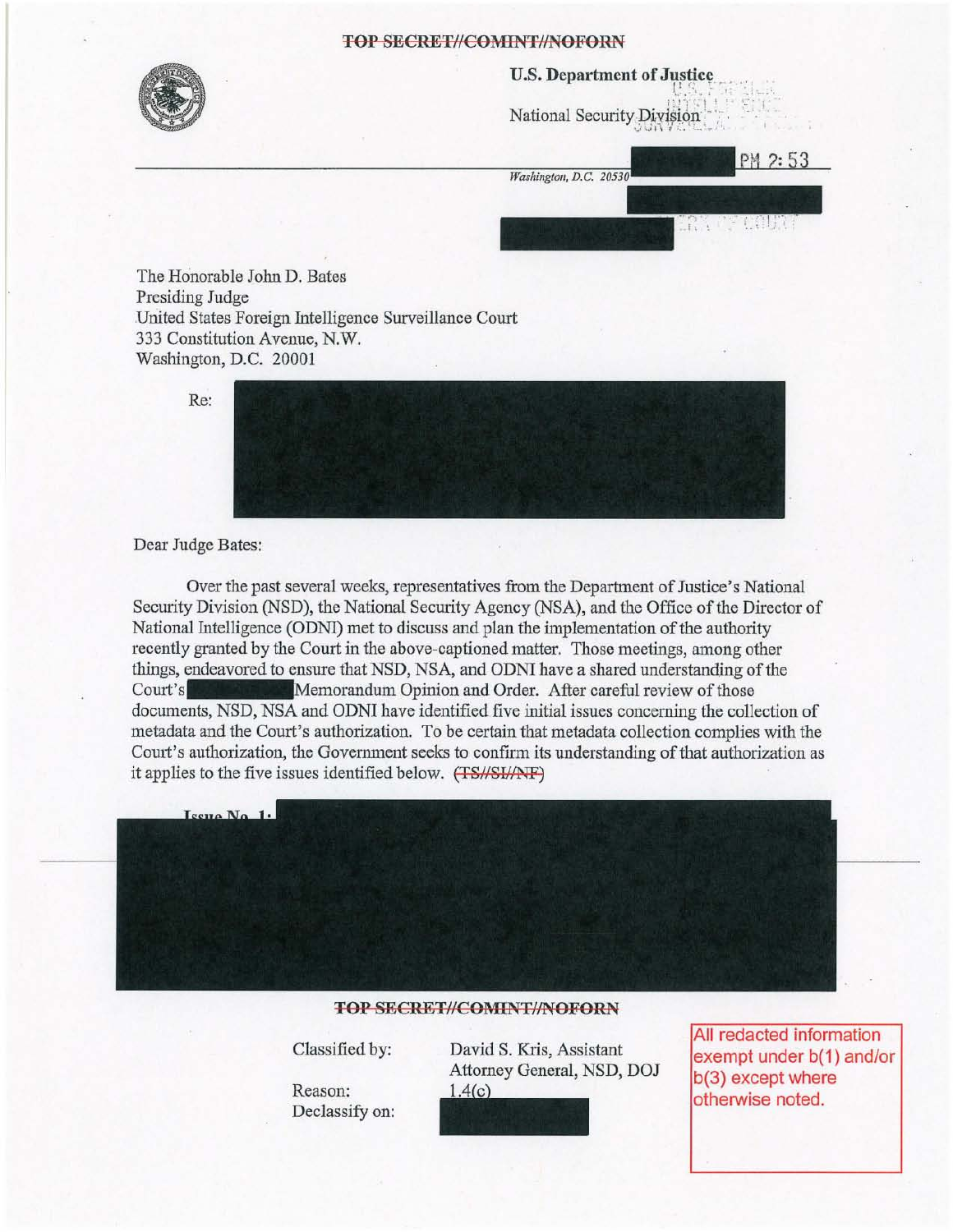TOP SECRET//COMINT//NOFORN

**U.S. Department of Justice**

National Security Division

PM 2:53

*Washington, D.C. 20530*

The Honorable John D. Bates
Presiding Judge
United States Foreign Intelligence Surveillance Court
333 Constitution Avenue, N.W.
Washington, D.C. 20001

Re:

Dear Judge Bates:

Over the past several weeks, representatives from the Department of Justice's National Security Division (NSD), the National Security Agency (NSA), and the Office of the Director of National Intelligence (ODNI) met to discuss and plan the implementation of the authority recently granted by the Court in the above-captioned matter. Those meetings, among other things, endeavored to ensure that NSD, NSA, and ODNI have a shared understanding of the Court's Memorandum Opinion and Order. After careful review of those documents, NSD, NSA and ODNI have identified five initial issues concerning the collection of metadata and the Court's authorization. To be certain that metadata collection complies with the Court's authorization, the Government seeks to confirm its understanding of that authorization as it applies to the five issues identified below. ~~(TS//SI//NF)~~

Issue No. 1:

TOP SECRET//COMINT//NOFORN

Classified by: David S. Kris, Assistant Attorney General, NSD, DOJ

Reason: 1.4(c)

Declassify on:

All redacted information exempt under b(1) and/or b(3) except where otherwise noted.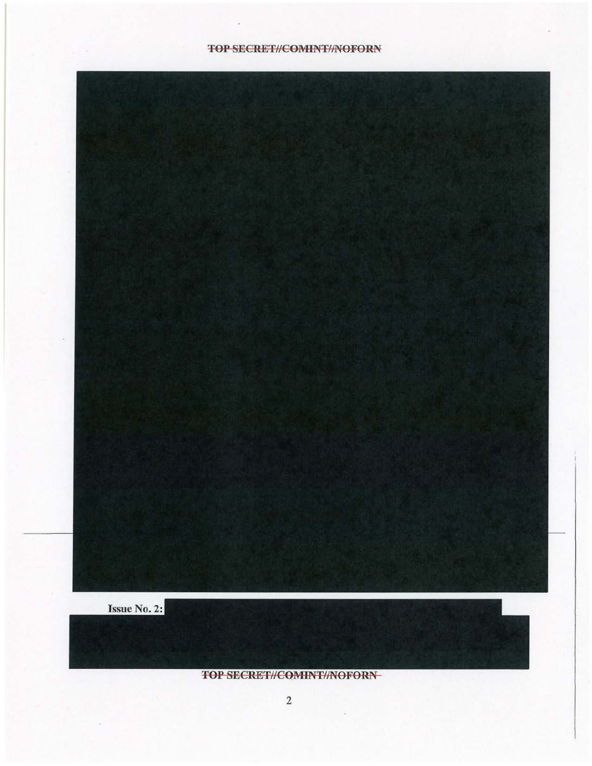**Issue No. 2:**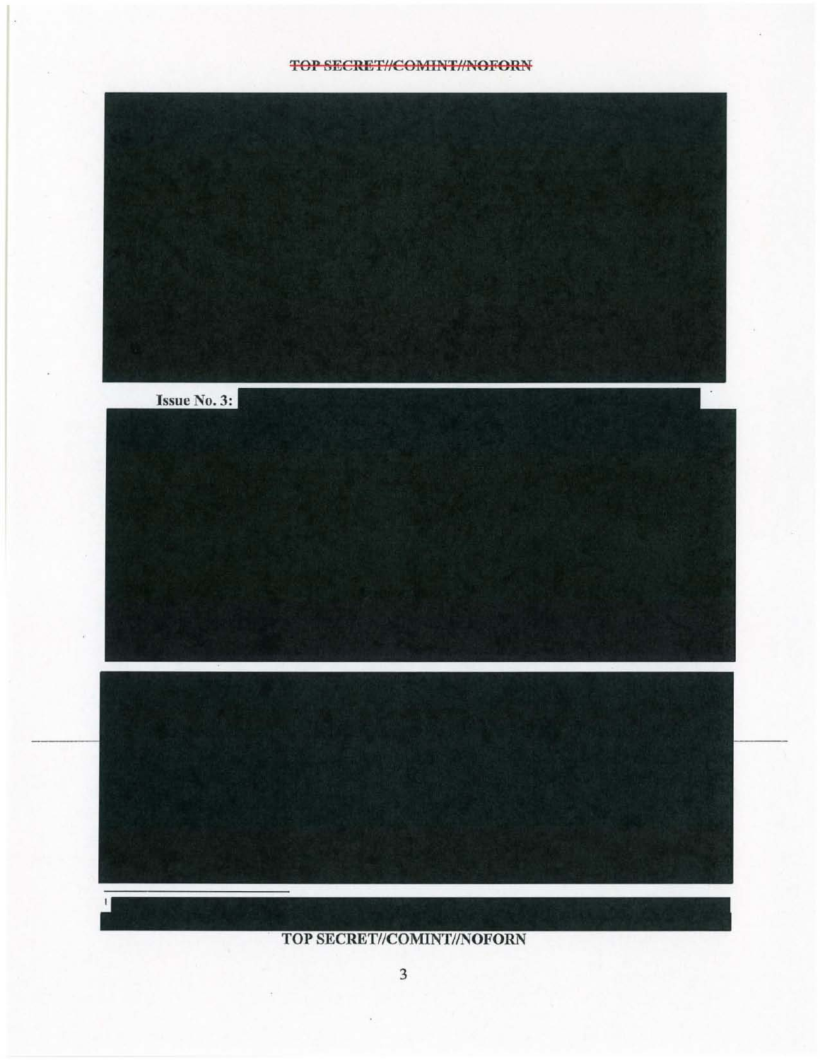**Issue No. 3:**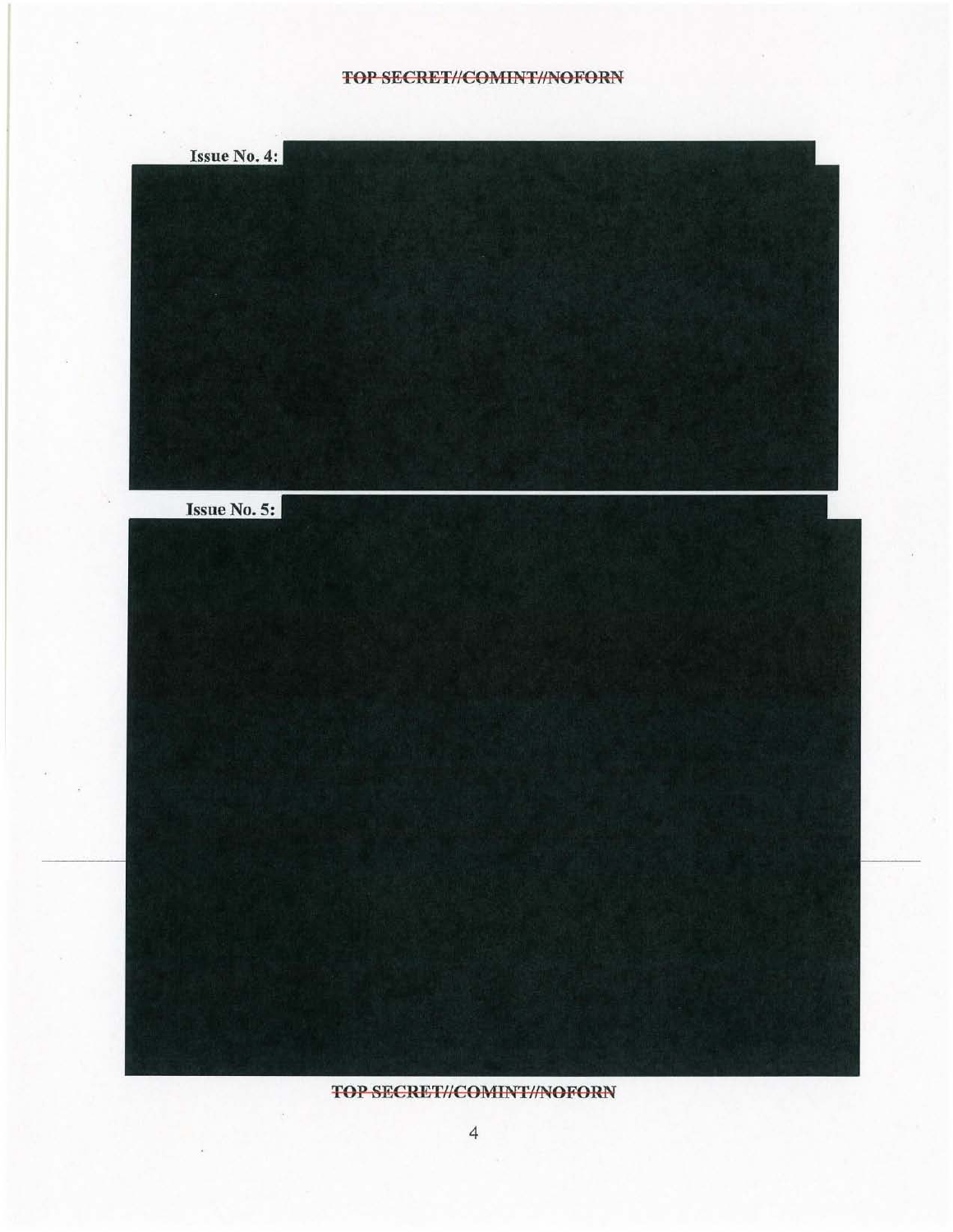**Issue No. 4:**

**Issue No. 5:**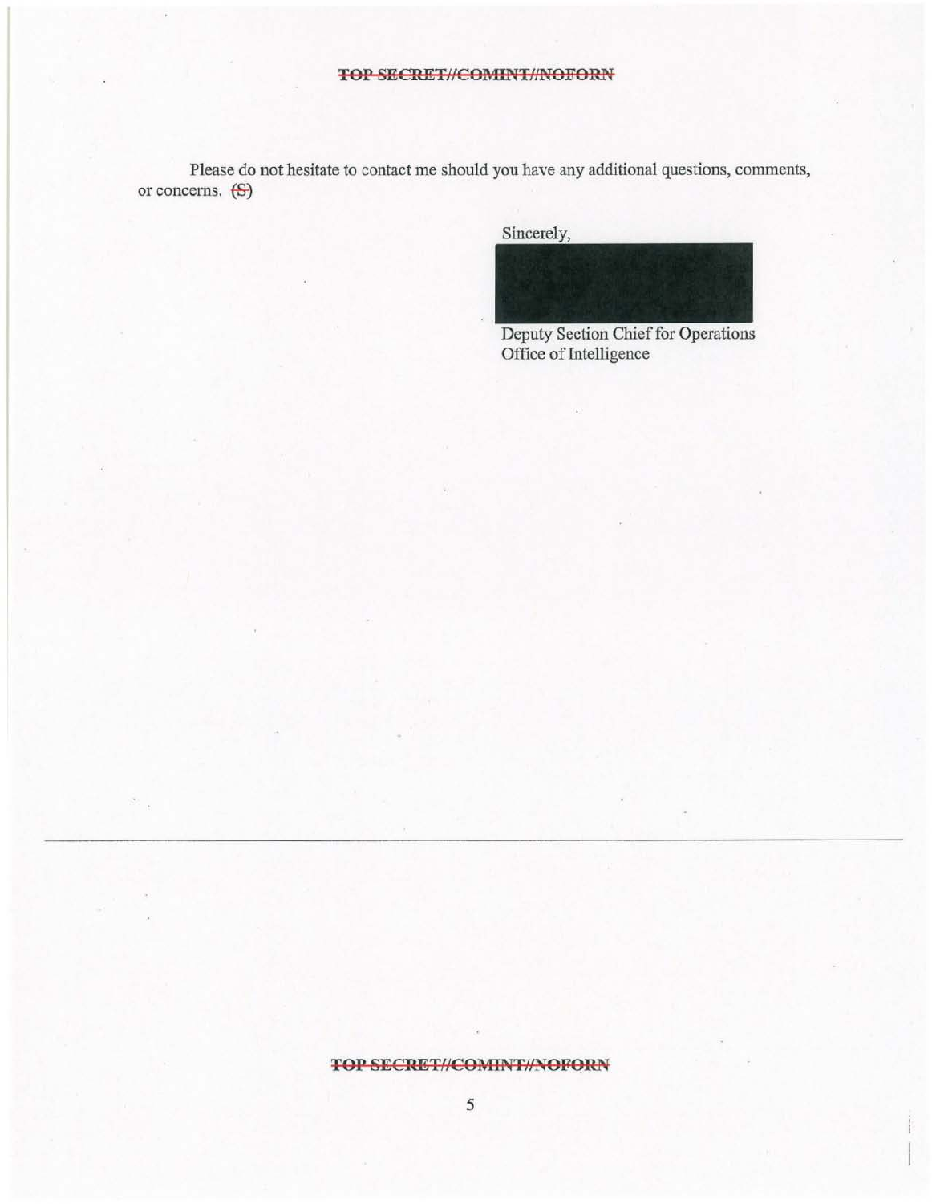Please do not hesitate to contact me should you have any additional questions, comments, or concerns. (S)

Sincerely,

Deputy Section Chief for Operations
Office of Intelligence